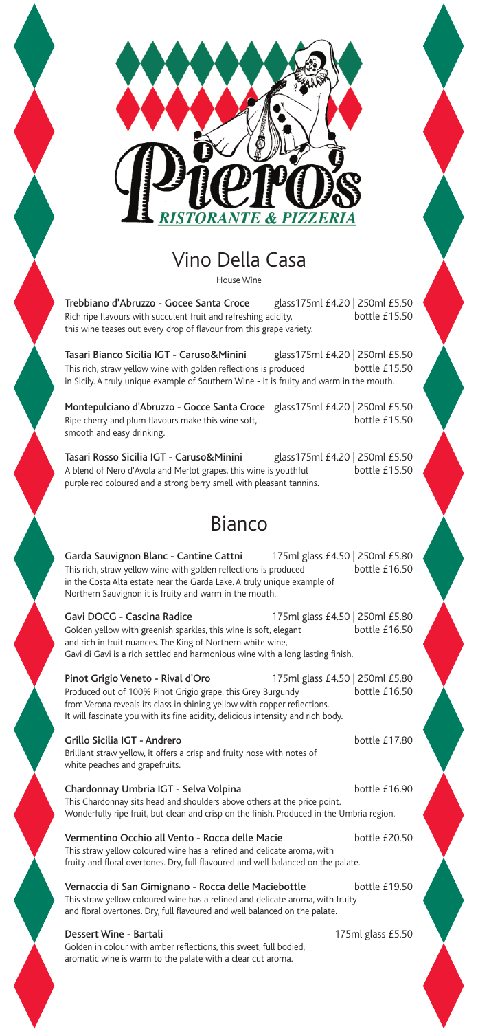# Piero's

*RISTORANTE & PIZZERIA*

## Vino Della Casa

House Wine

**Trebbiano d'Abruzzo - Gocee Santa Croce** glass175ml £4.20 | 250ml £5.50
bottle £15.50
Rich ripe flavours with succulent fruit and refreshing acidity, this wine teases out every drop of flavour from this grape variety.

**Tasari Bianco Sicilia IGT - Caruso&Minini** glass175ml £4.20 | 250ml £5.50
bottle £15.50
This rich, straw yellow wine with golden reflections is produced in Sicily. A truly unique example of Southern Wine - it is fruity and warm in the mouth.

**Montepulciano d'Abruzzo - Gocce Santa Croce** glass175ml £4.20 | 250ml £5.50
bottle £15.50
Ripe cherry and plum flavours make this wine soft, smooth and easy drinking.

**Tasari Rosso Sicilia IGT - Caruso&Minini** glass175ml £4.20 | 250ml £5.50
bottle £15.50
A blend of Nero d'Avola and Merlot grapes, this wine is youthful purple red coloured and a strong berry smell with pleasant tannins.

## Bianco

**Garda Sauvignon Blanc - Cantine Cattni** 175ml glass £4.50 | 250ml £5.80
bottle £16.50
This rich, straw yellow wine with golden reflections is produced in the Costa Alta estate near the Garda Lake. A truly unique example of Northern Sauvignon it is fruity and warm in the mouth.

**Gavi DOCG - Cascina Radice** 175ml glass £4.50 | 250ml £5.80
bottle £16.50
Golden yellow with greenish sparkles, this wine is soft, elegant and rich in fruit nuances. The King of Northern white wine, Gavi di Gavi is a rich settled and harmonious wine with a long lasting finish.

**Pinot Grigio Veneto - Rival d'Oro** 175ml glass £4.50 | 250ml £5.80
bottle £16.50
Produced out of 100% Pinot Grigio grape, this Grey Burgundy from Verona reveals its class in shining yellow with copper reflections. It will fascinate you with its fine acidity, delicious intensity and rich body.

**Grillo Sicilia IGT - Andrero** bottle £17.80
Brilliant straw yellow, it offers a crisp and fruity nose with notes of white peaches and grapefruits.

**Chardonnay Umbria IGT - Selva Volpina** bottle £16.90
This Chardonnay sits head and shoulders above others at the price point. Wonderfully ripe fruit, but clean and crisp on the finish. Produced in the Umbria region.

**Vermentino Occhio all Vento - Rocca delle Macie** bottle £20.50
This straw yellow coloured wine has a refined and delicate aroma, with fruity and floral overtones. Dry, full flavoured and well balanced on the palate.

**Vernaccia di San Gimignano - Rocca delle Maciebottle** bottle £19.50
This straw yellow coloured wine has a refined and delicate aroma, with fruity and floral overtones. Dry, full flavoured and well balanced on the palate.

**Dessert Wine - Bartali** 175ml glass £5.50
Golden in colour with amber reflections, this sweet, full bodied, aromatic wine is warm to the palate with a clear cut aroma.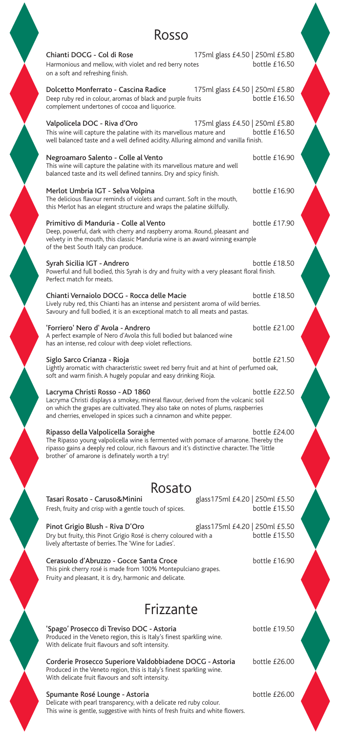# Rosso

**Chianti DOCG - Col di Rose**
175ml glass £4.50 | 250ml £5.80
bottle £16.50
Harmonious and mellow, with violet and red berry notes on a soft and refreshing finish.

**Dolcetto Monferrato - Cascina Radice**
175ml glass £4.50 | 250ml £5.80
bottle £16.50
Deep ruby red in colour, aromas of black and purple fruits complement undertones of cocoa and liquorice.

**Valpolicela DOC - Riva d'Oro**
175ml glass £4.50 | 250ml £5.80
bottle £16.50
This wine will capture the palatine with its marvellous mature and well balanced taste and a well defined acidity. Alluring almond and vanilla finish.

**Negroamaro Salento - Colle al Vento**
bottle £16.90
This wine will capture the palatine with its marvellous mature and well balanced taste and its well defined tannins. Dry and spicy finish.

**Merlot Umbria IGT - Selva Volpina**
bottle £16.90
The delicious flavour reminds of violets and currant. Soft in the mouth, this Merlot has an elegant structure and wraps the palatine skilfully.

**Primitivo di Manduria - Colle al Vento**
bottle £17.90
Deep, powerful, dark with cherry and raspberry aroma. Round, pleasant and velvety in the mouth, this classic Manduria wine is an award winning example of the best South Italy can produce.

**Syrah Sicilia IGT - Andrero**
bottle £18.50
Powerful and full bodied, this Syrah is dry and fruity with a very pleasant floral finish. Perfect match for meats.

**Chianti Vernaiolo DOCG - Rocca delle Macie**
bottle £18.50
Lively ruby red, this Chianti has an intense and persistent aroma of wild berries. Savoury and full bodied, it is an exceptional match to all meats and pastas.

**'Forriero' Nero d' Avola - Andrero**
bottle £21.00
A perfect example of Nero d'Avola this full bodied but balanced wine has an intense, red colour with deep violet reflections.

**Siglo Sarco Crianza - Rioja**
bottle £21.50
Lightly aromatic with characteristic sweet red berry fruit and at hint of perfumed oak, soft and warm finish. A hugely popular and easy drinking Rioja.

**Lacryma Christi Rosso - AD 1860**
bottle £22.50
Lacryma Christi displays a smokey, mineral flavour, derived from the volcanic soil on which the grapes are cultivated. They also take on notes of plums, raspberries and cherries, enveloped in spices such a cinnamon and white pepper.

**Ripasso della Valpolicella Soraighe**
bottle £24.00
The Ripasso young valpolicella wine is fermented with pomace of amarone. Thereby the ripasso gains a deeply red colour, rich flavours and it's distinctive character. The 'little brother' of amarone is definately worth a try!

# Rosato

**Tasari Rosato - Caruso&Minini**
glass175ml £4.20 | 250ml £5.50
bottle £15.50
Fresh, fruity and crisp with a gentle touch of spices.

**Pinot Grigio Blush - Riva D'Oro**
glass175ml £4.20 | 250ml £5.50
bottle £15.50
Dry but fruity, this Pinot Grigio Rosé is cherry coloured with a lively aftertaste of berries. The 'Wine for Ladies'.

**Cerasuolo d'Abruzzo - Gocce Santa Croce**
bottle £16.90
This pink cherry rosé is made from 100% Montepulciano grapes. Fruity and pleasant, it is dry, harmonic and delicate.

# Frizzante

**'Spago' Prosecco di Treviso DOC - Astoria**
bottle £19.50
Produced in the Veneto region, this is Italy's finest sparkling wine. With delicate fruit flavours and soft intensity.

**Corderie Prosecco Superiore Valdobbiadene DOCG - Astoria**
bottle £26.00
Produced in the Veneto region, this is Italy's finest sparkling wine. With delicate fruit flavours and soft intensity.

**Spumante Rosé Lounge - Astoria**
bottle £26.00
Delicate with pearl transparency, with a delicate red ruby colour. This wine is gentle, suggestive with hints of fresh fruits and white flowers.